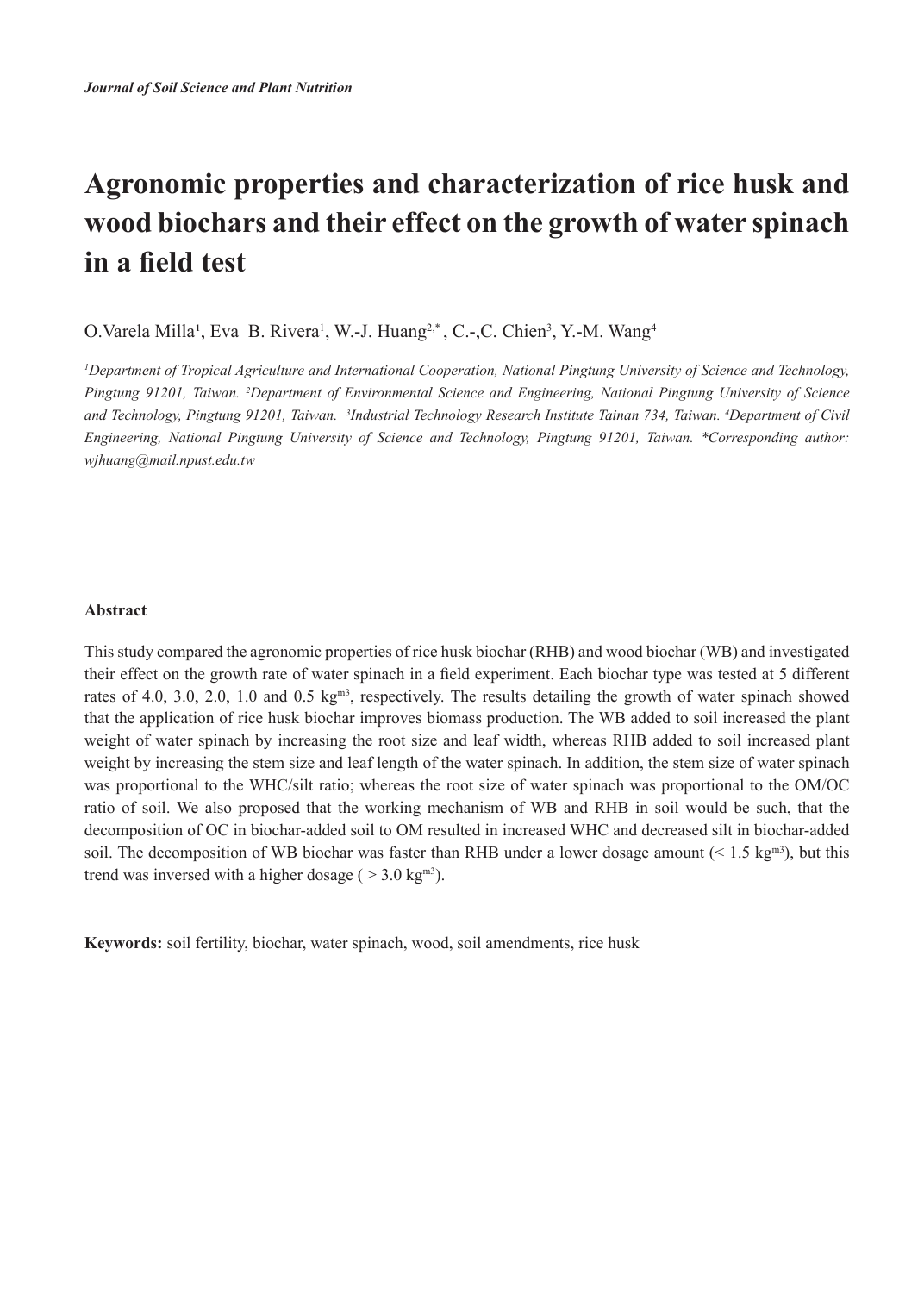# Agronomic properties and characterization of rice husk and wood biochars and their effect on the growth of water spinach in a field test

O.Varela Milla[1], Eva B. Rivera[1], W.-J. Huang[2,*], C.-,C. Chien[3], Y.-M. Wang[4]

*[1]Department of Tropical Agriculture and International Cooperation, National Pingtung University of Science and Technology, Pingtung 91201, Taiwan. [2]Department of Environmental Science and Engineering, National Pingtung University of Science and Technology, Pingtung 91201, Taiwan. [3]Industrial Technology Research Institute Tainan 734, Taiwan. [4]Department of Civil Engineering, National Pingtung University of Science and Technology, Pingtung 91201, Taiwan. \*Corresponding author: wjhuang@mail.npust.edu.tw*

### Abstract

This study compared the agronomic properties of rice husk biochar (RHB) and wood biochar (WB) and investigated their effect on the growth rate of water spinach in a field experiment. Each biochar type was tested at 5 different rates of 4.0, 3.0, 2.0, 1.0 and 0.5 $kg^{m3}$, respectively. The results detailing the growth of water spinach showed that the application of rice husk biochar improves biomass production. The WB added to soil increased the plant weight of water spinach by increasing the root size and leaf width, whereas RHB added to soil increased plant weight by increasing the stem size and leaf length of the water spinach. In addition, the stem size of water spinach was proportional to the WHC/silt ratio; whereas the root size of water spinach was proportional to the OM/OC ratio of soil. We also proposed that the working mechanism of WB and RHB in soil would be such, that the decomposition of OC in biochar-added soil to OM resulted in increased WHC and decreased silt in biochar-added soil. The decomposition of WB biochar was faster than RHB under a lower dosage amount (< 1.5 $kg^{m3}$), but this trend was inversed with a higher dosage ( > 3.0 $kg^{m3}$).

**Keywords:** soil fertility, biochar, water spinach, wood, soil amendments, rice husk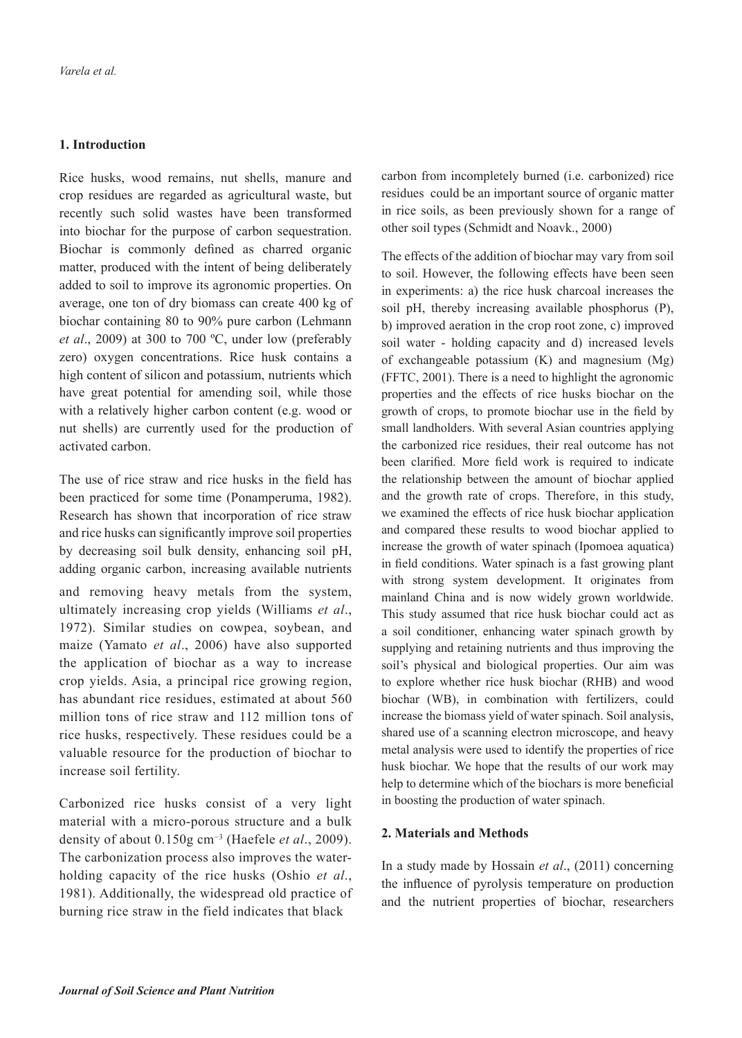## 1. Introduction

Rice husks, wood remains, nut shells, manure and crop residues are regarded as agricultural waste, but recently such solid wastes have been transformed into biochar for the purpose of carbon sequestration. Biochar is commonly defined as charred organic matter, produced with the intent of being deliberately added to soil to improve its agronomic properties. On average, one ton of dry biomass can create 400 kg of biochar containing 80 to 90% pure carbon (Lehmann *et al*., 2009) at 300 to 700 ºC, under low (preferably zero) oxygen concentrations. Rice husk contains a high content of silicon and potassium, nutrients which have great potential for amending soil, while those with a relatively higher carbon content (e.g. wood or nut shells) are currently used for the production of activated carbon.

The use of rice straw and rice husks in the field has been practiced for some time (Ponamperuma, 1982). Research has shown that incorporation of rice straw and rice husks can significantly improve soil properties by decreasing soil bulk density, enhancing soil pH, adding organic carbon, increasing available nutrients and removing heavy metals from the system, ultimately increasing crop yields (Williams *et al*., 1972). Similar studies on cowpea, soybean, and maize (Yamato *et al*., 2006) have also supported the application of biochar as a way to increase crop yields. Asia, a principal rice growing region, has abundant rice residues, estimated at about 560 million tons of rice straw and 112 million tons of rice husks, respectively. These residues could be a valuable resource for the production of biochar to increase soil fertility.

Carbonized rice husks consist of a very light material with a micro-porous structure and a bulk density of about 0.150g $cm^{-3}$ (Haefele *et al*., 2009). The carbonization process also improves the water-holding capacity of the rice husks (Oshio *et al*., 1981). Additionally, the widespread old practice of burning rice straw in the field indicates that black carbon from incompletely burned (i.e. carbonized) rice residues could be an important source of organic matter in rice soils, as been previously shown for a range of other soil types (Schmidt and Noavk., 2000)

The effects of the addition of biochar may vary from soil to soil. However, the following effects have been seen in experiments: a) the rice husk charcoal increases the soil pH, thereby increasing available phosphorus (P), b) improved aeration in the crop root zone, c) improved soil water - holding capacity and d) increased levels of exchangeable potassium (K) and magnesium (Mg) (FFTC, 2001). There is a need to highlight the agronomic properties and the effects of rice husks biochar on the growth of crops, to promote biochar use in the field by small landholders. With several Asian countries applying the carbonized rice residues, their real outcome has not been clarified. More field work is required to indicate the relationship between the amount of biochar applied and the growth rate of crops. Therefore, in this study, we examined the effects of rice husk biochar application and compared these results to wood biochar applied to increase the growth of water spinach (Ipomoea aquatica) in field conditions. Water spinach is a fast growing plant with strong system development. It originates from mainland China and is now widely grown worldwide. This study assumed that rice husk biochar could act as a soil conditioner, enhancing water spinach growth by supplying and retaining nutrients and thus improving the soil's physical and biological properties. Our aim was to explore whether rice husk biochar (RHB) and wood biochar (WB), in combination with fertilizers, could increase the biomass yield of water spinach. Soil analysis, shared use of a scanning electron microscope, and heavy metal analysis were used to identify the properties of rice husk biochar. We hope that the results of our work may help to determine which of the biochars is more beneficial in boosting the production of water spinach.

## 2. Materials and Methods

In a study made by Hossain *et al*., (2011) concerning the influence of pyrolysis temperature on production and the nutrient properties of biochar, researchers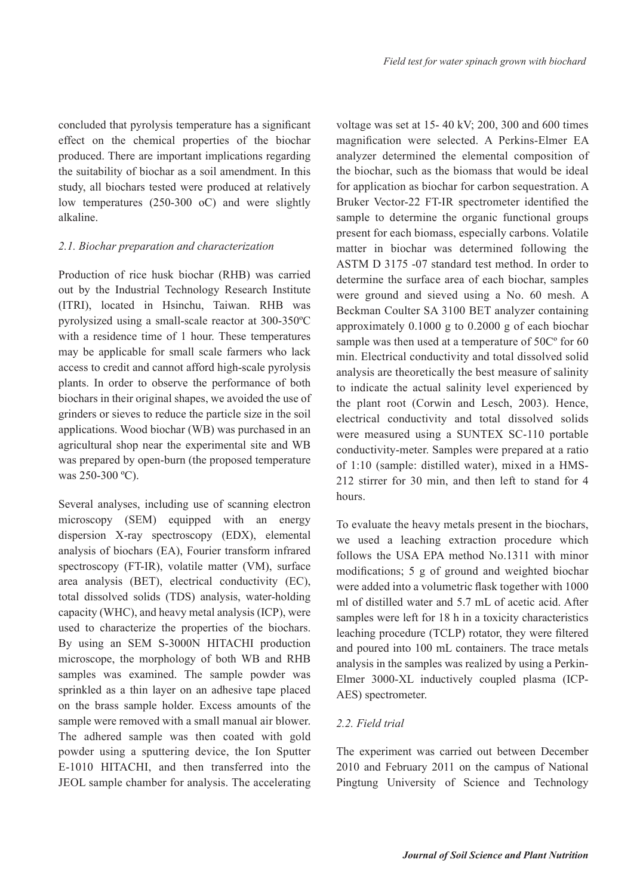concluded that pyrolysis temperature has a significant effect on the chemical properties of the biochar produced. There are important implications regarding the suitability of biochar as a soil amendment. In this study, all biochars tested were produced at relatively low temperatures (250-300 oC) and were slightly alkaline.

### *2.1. Biochar preparation and characterization*

Production of rice husk biochar (RHB) was carried out by the Industrial Technology Research Institute (ITRI), located in Hsinchu, Taiwan. RHB was pyrolysized using a small-scale reactor at 300-350ºC with a residence time of 1 hour. These temperatures may be applicable for small scale farmers who lack access to credit and cannot afford high-scale pyrolysis plants. In order to observe the performance of both biochars in their original shapes, we avoided the use of grinders or sieves to reduce the particle size in the soil applications. Wood biochar (WB) was purchased in an agricultural shop near the experimental site and WB was prepared by open-burn (the proposed temperature was 250-300 ºC).

Several analyses, including use of scanning electron microscopy (SEM) equipped with an energy dispersion X-ray spectroscopy (EDX), elemental analysis of biochars (EA), Fourier transform infrared spectroscopy (FT-IR), volatile matter (VM), surface area analysis (BET), electrical conductivity (EC), total dissolved solids (TDS) analysis, water-holding capacity (WHC), and heavy metal analysis (ICP), were used to characterize the properties of the biochars. By using an SEM S-3000N HITACHI production microscope, the morphology of both WB and RHB samples was examined. The sample powder was sprinkled as a thin layer on an adhesive tape placed on the brass sample holder. Excess amounts of the sample were removed with a small manual air blower. The adhered sample was then coated with gold powder using a sputtering device, the Ion Sputter E-1010 HITACHI, and then transferred into the JEOL sample chamber for analysis. The accelerating voltage was set at 15- 40 kV; 200, 300 and 600 times magnification were selected. A Perkins-Elmer EA analyzer determined the elemental composition of the biochar, such as the biomass that would be ideal for application as biochar for carbon sequestration. A Bruker Vector-22 FT-IR spectrometer identified the sample to determine the organic functional groups present for each biomass, especially carbons. Volatile matter in biochar was determined following the ASTM D 3175 -07 standard test method. In order to determine the surface area of each biochar, samples were ground and sieved using a No. 60 mesh. A Beckman Coulter SA 3100 BET analyzer containing approximately 0.1000 g to 0.2000 g of each biochar sample was then used at a temperature of 50Cº for 60 min. Electrical conductivity and total dissolved solid analysis are theoretically the best measure of salinity to indicate the actual salinity level experienced by the plant root (Corwin and Lesch, 2003). Hence, electrical conductivity and total dissolved solids were measured using a SUNTEX SC-110 portable conductivity-meter. Samples were prepared at a ratio of 1:10 (sample: distilled water), mixed in a HMS-212 stirrer for 30 min, and then left to stand for 4 hours.

To evaluate the heavy metals present in the biochars, we used a leaching extraction procedure which follows the USA EPA method No.1311 with minor modifications; 5 g of ground and weighted biochar were added into a volumetric flask together with 1000 ml of distilled water and 5.7 mL of acetic acid. After samples were left for 18 h in a toxicity characteristics leaching procedure (TCLP) rotator, they were filtered and poured into 100 mL containers. The trace metals analysis in the samples was realized by using a Perkin-Elmer 3000-XL inductively coupled plasma (ICP-AES) spectrometer.

### *2.2. Field trial*

The experiment was carried out between December 2010 and February 2011 on the campus of National Pingtung University of Science and Technology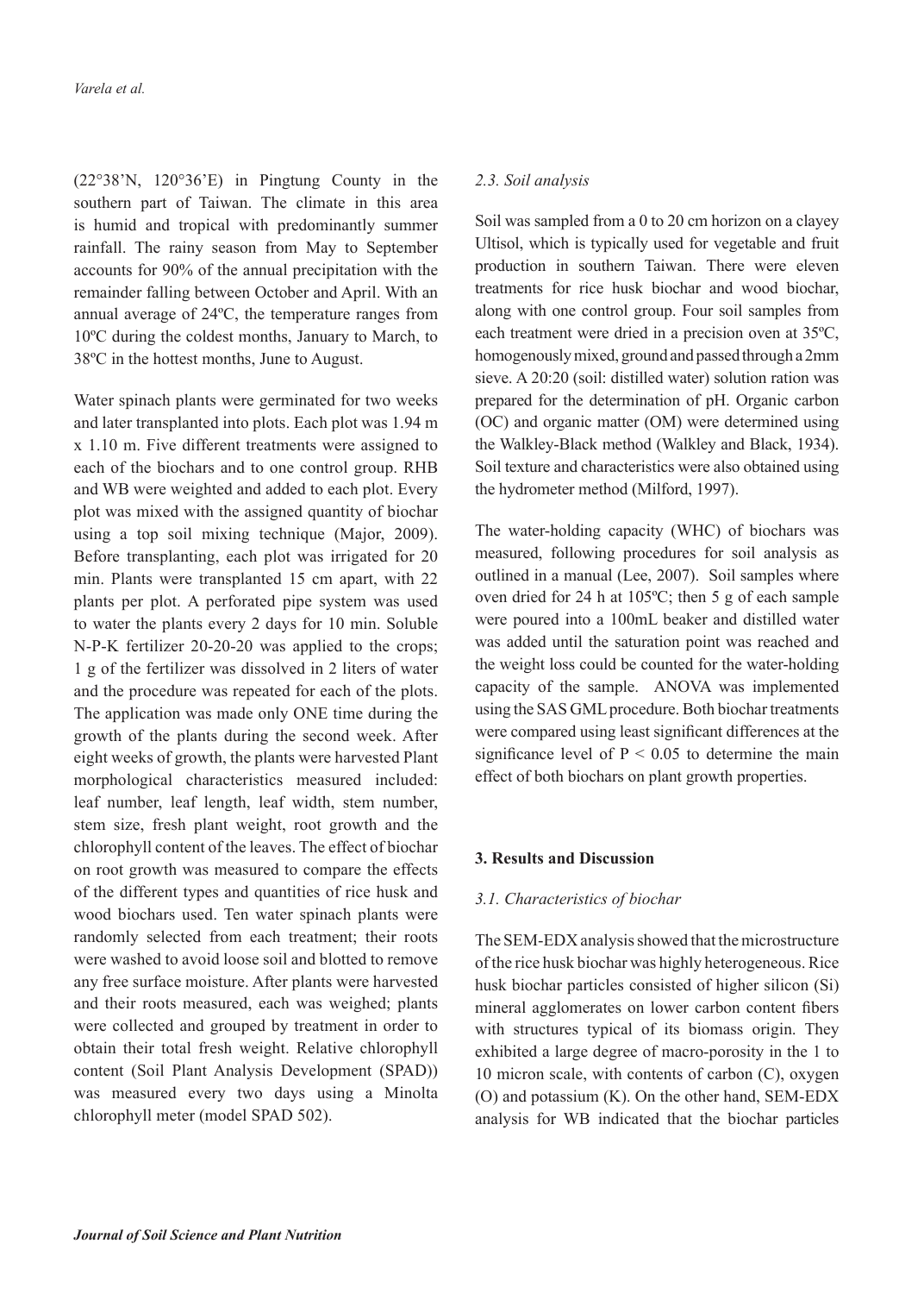(22°38'N, 120°36'E) in Pingtung County in the southern part of Taiwan. The climate in this area is humid and tropical with predominantly summer rainfall. The rainy season from May to September accounts for 90% of the annual precipitation with the remainder falling between October and April. With an annual average of 24ºC, the temperature ranges from 10ºC during the coldest months, January to March, to 38ºC in the hottest months, June to August.

Water spinach plants were germinated for two weeks and later transplanted into plots. Each plot was 1.94 m x 1.10 m. Five different treatments were assigned to each of the biochars and to one control group. RHB and WB were weighted and added to each plot. Every plot was mixed with the assigned quantity of biochar using a top soil mixing technique (Major, 2009). Before transplanting, each plot was irrigated for 20 min. Plants were transplanted 15 cm apart, with 22 plants per plot. A perforated pipe system was used to water the plants every 2 days for 10 min. Soluble N-P-K fertilizer 20-20-20 was applied to the crops; 1 g of the fertilizer was dissolved in 2 liters of water and the procedure was repeated for each of the plots. The application was made only ONE time during the growth of the plants during the second week. After eight weeks of growth, the plants were harvested Plant morphological characteristics measured included: leaf number, leaf length, leaf width, stem number, stem size, fresh plant weight, root growth and the chlorophyll content of the leaves. The effect of biochar on root growth was measured to compare the effects of the different types and quantities of rice husk and wood biochars used. Ten water spinach plants were randomly selected from each treatment; their roots were washed to avoid loose soil and blotted to remove any free surface moisture. After plants were harvested and their roots measured, each was weighed; plants were collected and grouped by treatment in order to obtain their total fresh weight. Relative chlorophyll content (Soil Plant Analysis Development (SPAD)) was measured every two days using a Minolta chlorophyll meter (model SPAD 502).

### *2.3. Soil analysis*

Soil was sampled from a 0 to 20 cm horizon on a clayey Ultisol, which is typically used for vegetable and fruit production in southern Taiwan. There were eleven treatments for rice husk biochar and wood biochar, along with one control group. Four soil samples from each treatment were dried in a precision oven at 35ºC, homogenously mixed, ground and passed through a 2mm sieve. A 20:20 (soil: distilled water) solution ration was prepared for the determination of pH. Organic carbon (OC) and organic matter (OM) were determined using the Walkley-Black method (Walkley and Black, 1934). Soil texture and characteristics were also obtained using the hydrometer method (Milford, 1997).

The water-holding capacity (WHC) of biochars was measured, following procedures for soil analysis as outlined in a manual (Lee, 2007). Soil samples where oven dried for 24 h at 105ºC; then 5 g of each sample were poured into a 100mL beaker and distilled water was added until the saturation point was reached and the weight loss could be counted for the water-holding capacity of the sample. ANOVA was implemented using the SAS GML procedure. Both biochar treatments were compared using least significant differences at the significance level of $P < 0.05$ to determine the main effect of both biochars on plant growth properties.

## **3. Results and Discussion**

### *3.1. Characteristics of biochar*

The SEM-EDX analysis showed that the microstructure of the rice husk biochar was highly heterogeneous. Rice husk biochar particles consisted of higher silicon (Si) mineral agglomerates on lower carbon content fibers with structures typical of its biomass origin. They exhibited a large degree of macro-porosity in the 1 to 10 micron scale, with contents of carbon (C), oxygen (O) and potassium (K). On the other hand, SEM-EDX analysis for WB indicated that the biochar particles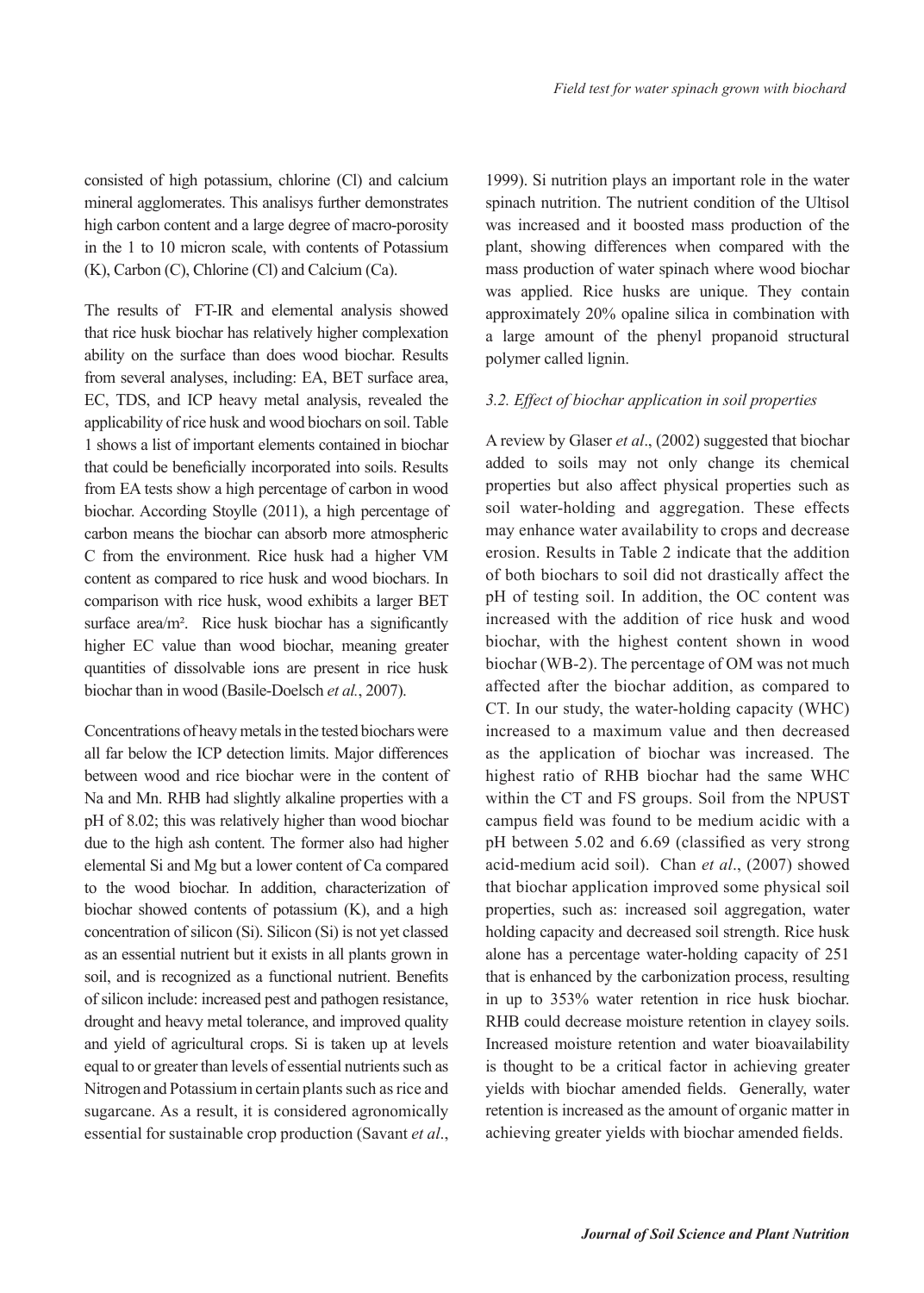consisted of high potassium, chlorine (Cl) and calcium mineral agglomerates. This analisys further demonstrates high carbon content and a large degree of macro-porosity in the 1 to 10 micron scale, with contents of Potassium (K), Carbon (C), Chlorine (Cl) and Calcium (Ca).

The results of FT-IR and elemental analysis showed that rice husk biochar has relatively higher complexation ability on the surface than does wood biochar. Results from several analyses, including: EA, BET surface area, EC, TDS, and ICP heavy metal analysis, revealed the applicability of rice husk and wood biochars on soil. Table 1 shows a list of important elements contained in biochar that could be beneficially incorporated into soils. Results from EA tests show a high percentage of carbon in wood biochar. According Stoylle (2011), a high percentage of carbon means the biochar can absorb more atmospheric C from the environment. Rice husk had a higher VM content as compared to rice husk and wood biochars. In comparison with rice husk, wood exhibits a larger BET surface area/m². Rice husk biochar has a significantly higher EC value than wood biochar, meaning greater quantities of dissolvable ions are present in rice husk biochar than in wood (Basile-Doelsch *et al.*, 2007).

Concentrations of heavy metals in the tested biochars were all far below the ICP detection limits. Major differences between wood and rice biochar were in the content of Na and Mn. RHB had slightly alkaline properties with a pH of 8.02; this was relatively higher than wood biochar due to the high ash content. The former also had higher elemental Si and Mg but a lower content of Ca compared to the wood biochar. In addition, characterization of biochar showed contents of potassium (K), and a high concentration of silicon (Si). Silicon (Si) is not yet classed as an essential nutrient but it exists in all plants grown in soil, and is recognized as a functional nutrient. Benefits of silicon include: increased pest and pathogen resistance, drought and heavy metal tolerance, and improved quality and yield of agricultural crops. Si is taken up at levels equal to or greater than levels of essential nutrients such as Nitrogen and Potassium in certain plants such as rice and sugarcane. As a result, it is considered agronomically essential for sustainable crop production (Savant *et al*., 1999). Si nutrition plays an important role in the water spinach nutrition. The nutrient condition of the Ultisol was increased and it boosted mass production of the plant, showing differences when compared with the mass production of water spinach where wood biochar was applied. Rice husks are unique. They contain approximately 20% opaline silica in combination with a large amount of the phenyl propanoid structural polymer called lignin.

### *3.2. Effect of biochar application in soil properties*

A review by Glaser *et al*., (2002) suggested that biochar added to soils may not only change its chemical properties but also affect physical properties such as soil water-holding and aggregation. These effects may enhance water availability to crops and decrease erosion. Results in Table 2 indicate that the addition of both biochars to soil did not drastically affect the pH of testing soil. In addition, the OC content was increased with the addition of rice husk and wood biochar, with the highest content shown in wood biochar (WB-2). The percentage of OM was not much affected after the biochar addition, as compared to CT. In our study, the water-holding capacity (WHC) increased to a maximum value and then decreased as the application of biochar was increased. The highest ratio of RHB biochar had the same WHC within the CT and FS groups. Soil from the NPUST campus field was found to be medium acidic with a pH between 5.02 and 6.69 (classified as very strong acid-medium acid soil). Chan *et al*., (2007) showed that biochar application improved some physical soil properties, such as: increased soil aggregation, water holding capacity and decreased soil strength. Rice husk alone has a percentage water-holding capacity of 251 that is enhanced by the carbonization process, resulting in up to 353% water retention in rice husk biochar. RHB could decrease moisture retention in clayey soils. Increased moisture retention and water bioavailability is thought to be a critical factor in achieving greater yields with biochar amended fields. Generally, water retention is increased as the amount of organic matter in achieving greater yields with biochar amended fields.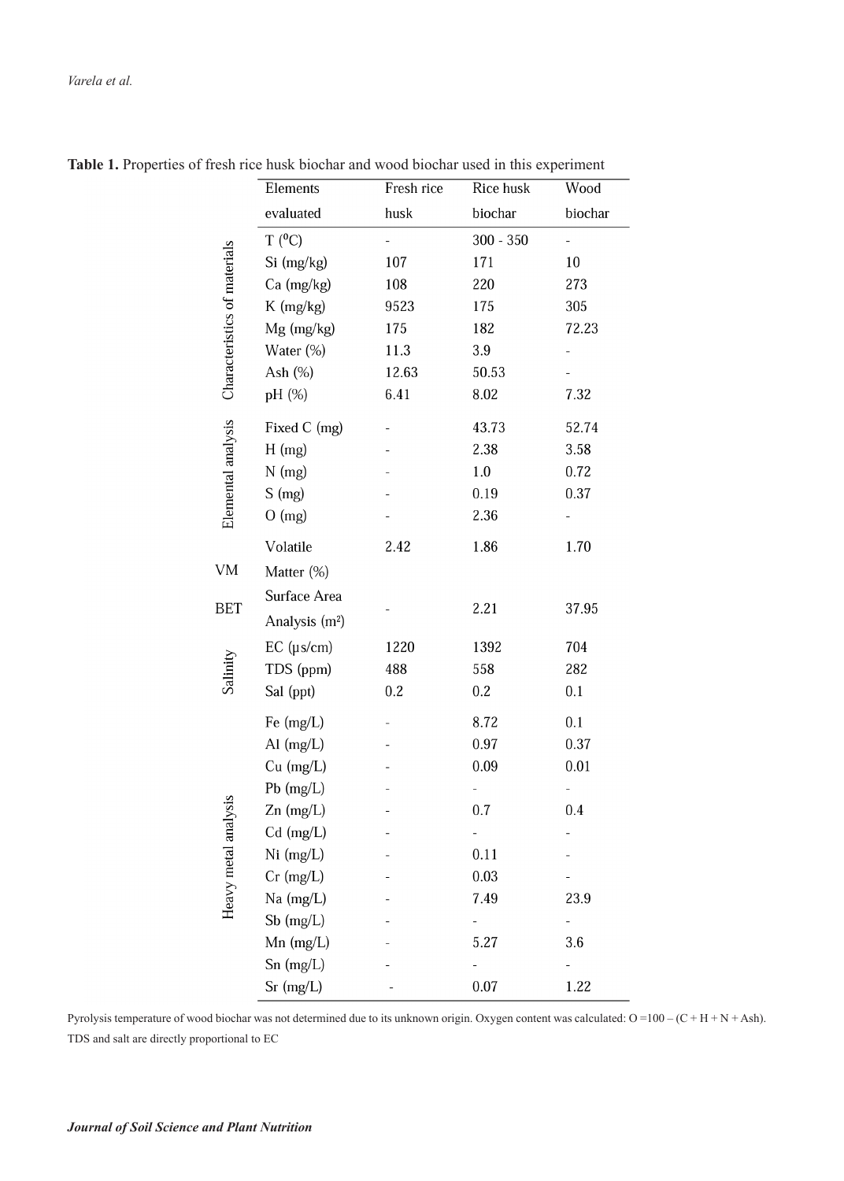**Table 1.** Properties of fresh rice husk biochar and wood biochar used in this experiment

| | Elements evaluated | Fresh rice husk | Rice husk biochar | Wood biochar |
|---|---|---|---|---|
| Characteristics of materials | T (⁰C) | - | 300 - 350 | - |
| | Si (mg/kg) | 107 | 171 | 10 |
| | Ca (mg/kg) | 108 | 220 | 273 |
| | K (mg/kg) | 9523 | 175 | 305 |
| | Mg (mg/kg) | 175 | 182 | 72.23 |
| | Water (%) | 11.3 | 3.9 | - |
| | Ash (%) | 12.63 | 50.53 | - |
| | pH (%) | 6.41 | 8.02 | 7.32 |
| Elemental analysis | Fixed C (mg) | - | 43.73 | 52.74 |
| | H (mg) | - | 2.38 | 3.58 |
| | N (mg) | - | 1.0 | 0.72 |
| | S (mg) | - | 0.19 | 0.37 |
| | O (mg) | - | 2.36 | - |
| VM | Volatile Matter (%) | 2.42 | 1.86 | 1.70 |
| BET | Surface Area Analysis ($m^2$) | - | 2.21 | 37.95 |
| Salinity | EC (µs/cm) | 1220 | 1392 | 704 |
| | TDS (ppm) | 488 | 558 | 282 |
| | Sal (ppt) | 0.2 | 0.2 | 0.1 |
| Heavy metal analysis | Fe (mg/L) | - | 8.72 | 0.1 |
| | Al (mg/L) | - | 0.97 | 0.37 |
| | Cu (mg/L) | - | 0.09 | 0.01 |
| | Pb (mg/L) | - | - | - |
| | Zn (mg/L) | - | 0.7 | 0.4 |
| | Cd (mg/L) | - | - | - |
| | Ni (mg/L) | - | 0.11 | - |
| | Cr (mg/L) | - | 0.03 | - |
| | Na (mg/L) | - | 7.49 | 23.9 |
| | Sb (mg/L) | - | - | - |
| | Mn (mg/L) | - | 5.27 | 3.6 |
| | Sn (mg/L) | - | - | - |
| | Sr (mg/L) | - | 0.07 | 1.22 |

Pyrolysis temperature of wood biochar was not determined due to its unknown origin. Oxygen content was calculated: O =100 – (C + H + N + Ash). TDS and salt are directly proportional to EC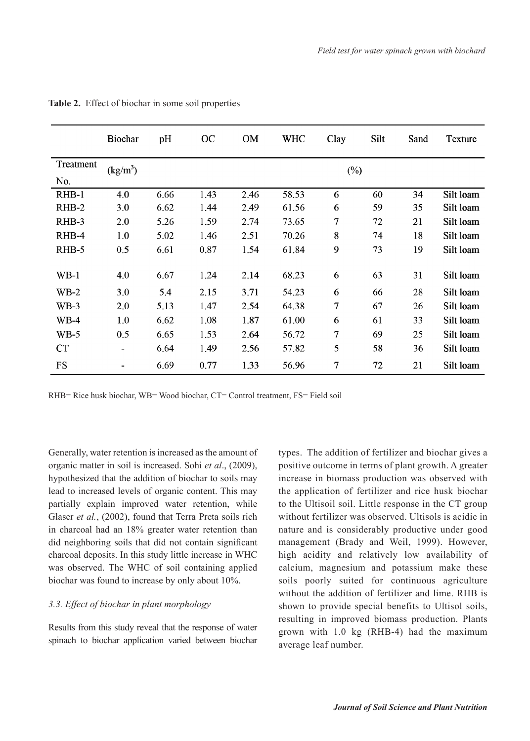**Table 2.** Effect of biochar in some soil properties

| Treatment No. | Biochar (kg/m$^3$) | pH | OC | OM | WHC | Clay | Silt | Sand | Texture |
|---|---|---|---|---|---|---|---|---|---|
| | | | | | | (%) | | | |
| RHB-1 | 4.0 | 6.66 | 1.43 | 2.46 | 58.53 | 6 | 60 | 34 | Silt loam |
| RHB-2 | 3.0 | 6.62 | 1.44 | 2.49 | 61.56 | 6 | 59 | 35 | Silt loam |
| RHB-3 | 2.0 | 5.26 | 1.59 | 2.74 | 73.65 | 7 | 72 | 21 | Silt loam |
| RHB-4 | 1.0 | 5.02 | 1.46 | 2.51 | 70.26 | 8 | 74 | 18 | Silt loam |
| RHB-5 | 0.5 | 6.61 | 0.87 | 1.54 | 61.84 | 9 | 73 | 19 | Silt loam |
| WB-1 | 4.0 | 6.67 | 1.24 | 2.14 | 68.23 | 6 | 63 | 31 | Silt loam |
| WB-2 | 3.0 | 5.4 | 2.15 | 3.71 | 54.23 | 6 | 66 | 28 | Silt loam |
| WB-3 | 2.0 | 5.13 | 1.47 | 2.54 | 64.38 | 7 | 67 | 26 | Silt loam |
| WB-4 | 1.0 | 6.62 | 1.08 | 1.87 | 61.00 | 6 | 61 | 33 | Silt loam |
| WB-5 | 0.5 | 6.65 | 1.53 | 2.64 | 56.72 | 7 | 69 | 25 | Silt loam |
| CT | - | 6.64 | 1.49 | 2.56 | 57.82 | 5 | 58 | 36 | Silt loam |
| FS | - | 6.69 | 0.77 | 1.33 | 56.96 | 7 | 72 | 21 | Silt loam |

RHB= Rice husk biochar, WB= Wood biochar, CT= Control treatment, FS= Field soil

Generally, water retention is increased as the amount of organic matter in soil is increased. Sohi *et al*., (2009), hypothesized that the addition of biochar to soils may lead to increased levels of organic content. This may partially explain improved water retention, while Glaser *et al.*, (2002), found that Terra Preta soils rich in charcoal had an 18% greater water retention than did neighboring soils that did not contain significant charcoal deposits. In this study little increase in WHC was observed. The WHC of soil containing applied biochar was found to increase by only about 10%.

### *3.3. Effect of biochar in plant morphology*

Results from this study reveal that the response of water spinach to biochar application varied between biochar types. The addition of fertilizer and biochar gives a positive outcome in terms of plant growth. A greater increase in biomass production was observed with the application of fertilizer and rice husk biochar to the Ultisoil soil. Little response in the CT group without fertilizer was observed. Ultisols is acidic in nature and is considerably productive under good management (Brady and Weil, 1999). However, high acidity and relatively low availability of calcium, magnesium and potassium make these soils poorly suited for continuous agriculture without the addition of fertilizer and lime. RHB is shown to provide special benefits to Ultisol soils, resulting in improved biomass production. Plants grown with 1.0 kg (RHB-4) had the maximum average leaf number.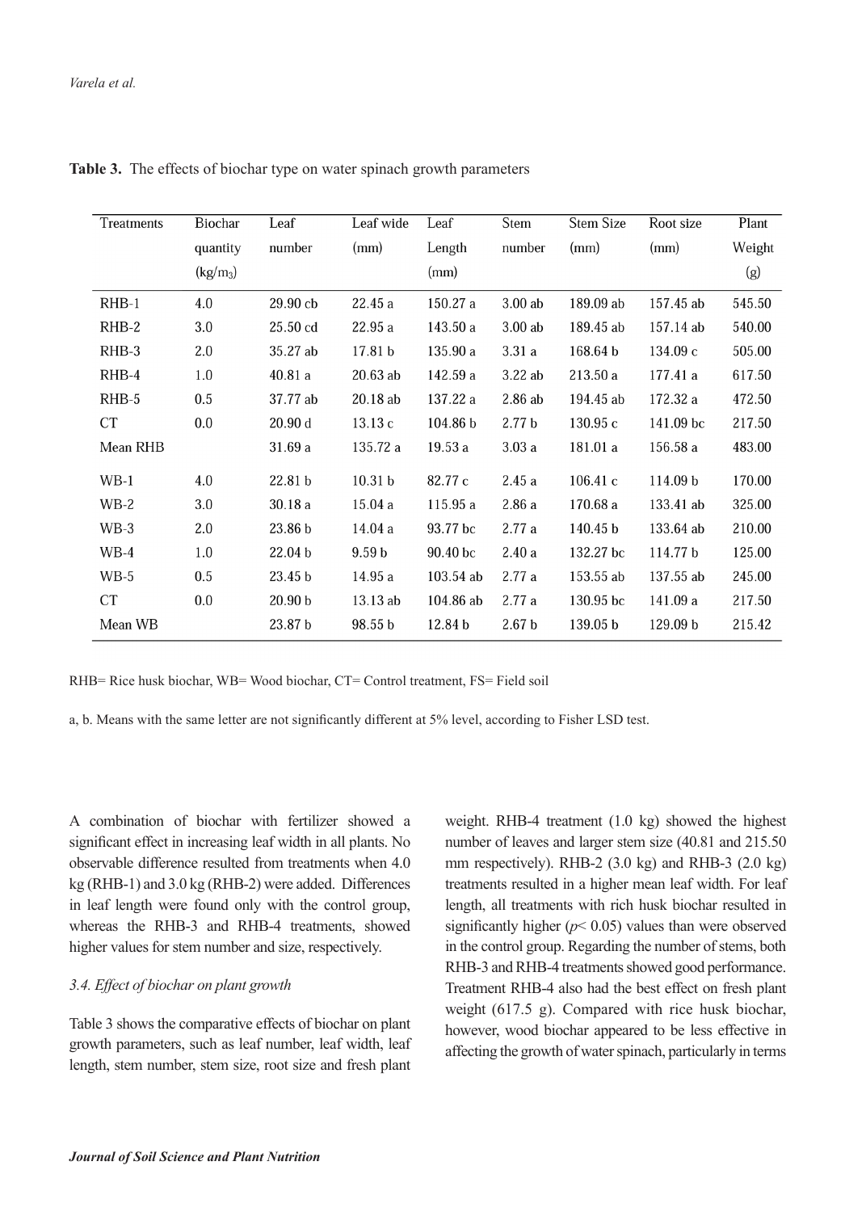**Table 3.** The effects of biochar type on water spinach growth parameters

| Treatments | Biochar quantity (kg/m$_3$) | Leaf number | Leaf wide (mm) | Leaf Length (mm) | Stem number | Stem Size (mm) | Root size (mm) | Plant Weight (g) |
|---|---|---|---|---|---|---|---|---|
| RHB-1 | 4.0 | 29.90 cb | 22.45 a | 150.27 a | 3.00 ab | 189.09 ab | 157.45 ab | 545.50 |
| RHB-2 | 3.0 | 25.50 cd | 22.95 a | 143.50 a | 3.00 ab | 189.45 ab | 157.14 ab | 540.00 |
| RHB-3 | 2.0 | 35.27 ab | 17.81 b | 135.90 a | 3.31 a | 168.64 b | 134.09 c | 505.00 |
| RHB-4 | 1.0 | 40.81 a | 20.63 ab | 142.59 a | 3.22 ab | 213.50 a | 177.41 a | 617.50 |
| RHB-5 | 0.5 | 37.77 ab | 20.18 ab | 137.22 a | 2.86 ab | 194.45 ab | 172.32 a | 472.50 |
| CT | 0.0 | 20.90 d | 13.13 c | 104.86 b | 2.77 b | 130.95 c | 141.09 bc | 217.50 |
| Mean RHB | | 31.69 a | 135.72 a | 19.53 a | 3.03 a | 181.01 a | 156.58 a | 483.00 |
| WB-1 | 4.0 | 22.81 b | 10.31 b | 82.77 c | 2.45 a | 106.41 c | 114.09 b | 170.00 |
| WB-2 | 3.0 | 30.18 a | 15.04 a | 115.95 a | 2.86 a | 170.68 a | 133.41 ab | 325.00 |
| WB-3 | 2.0 | 23.86 b | 14.04 a | 93.77 bc | 2.77 a | 140.45 b | 133.64 ab | 210.00 |
| WB-4 | 1.0 | 22.04 b | 9.59 b | 90.40 bc | 2.40 a | 132.27 bc | 114.77 b | 125.00 |
| WB-5 | 0.5 | 23.45 b | 14.95 a | 103.54 ab | 2.77 a | 153.55 ab | 137.55 ab | 245.00 |
| CT | 0.0 | 20.90 b | 13.13 ab | 104.86 ab | 2.77 a | 130.95 bc | 141.09 a | 217.50 |
| Mean WB | | 23.87 b | 98.55 b | 12.84 b | 2.67 b | 139.05 b | 129.09 b | 215.42 |

RHB= Rice husk biochar, WB= Wood biochar, CT= Control treatment, FS= Field soil

a, b. Means with the same letter are not significantly different at 5% level, according to Fisher LSD test.

A combination of biochar with fertilizer showed a significant effect in increasing leaf width in all plants. No observable difference resulted from treatments when 4.0 kg (RHB-1) and 3.0 kg (RHB-2) were added. Differences in leaf length were found only with the control group, whereas the RHB-3 and RHB-4 treatments, showed higher values for stem number and size, respectively.

### *3.4. Effect of biochar on plant growth*

Table 3 shows the comparative effects of biochar on plant growth parameters, such as leaf number, leaf width, leaf length, stem number, stem size, root size and fresh plant weight. RHB-4 treatment (1.0 kg) showed the highest number of leaves and larger stem size (40.81 and 215.50 mm respectively). RHB-2 (3.0 kg) and RHB-3 (2.0 kg) treatments resulted in a higher mean leaf width. For leaf length, all treatments with rich husk biochar resulted in significantly higher ($p$< 0.05) values than were observed in the control group. Regarding the number of stems, both RHB-3 and RHB-4 treatments showed good performance. Treatment RHB-4 also had the best effect on fresh plant weight (617.5 g). Compared with rice husk biochar, however, wood biochar appeared to be less effective in affecting the growth of water spinach, particularly in terms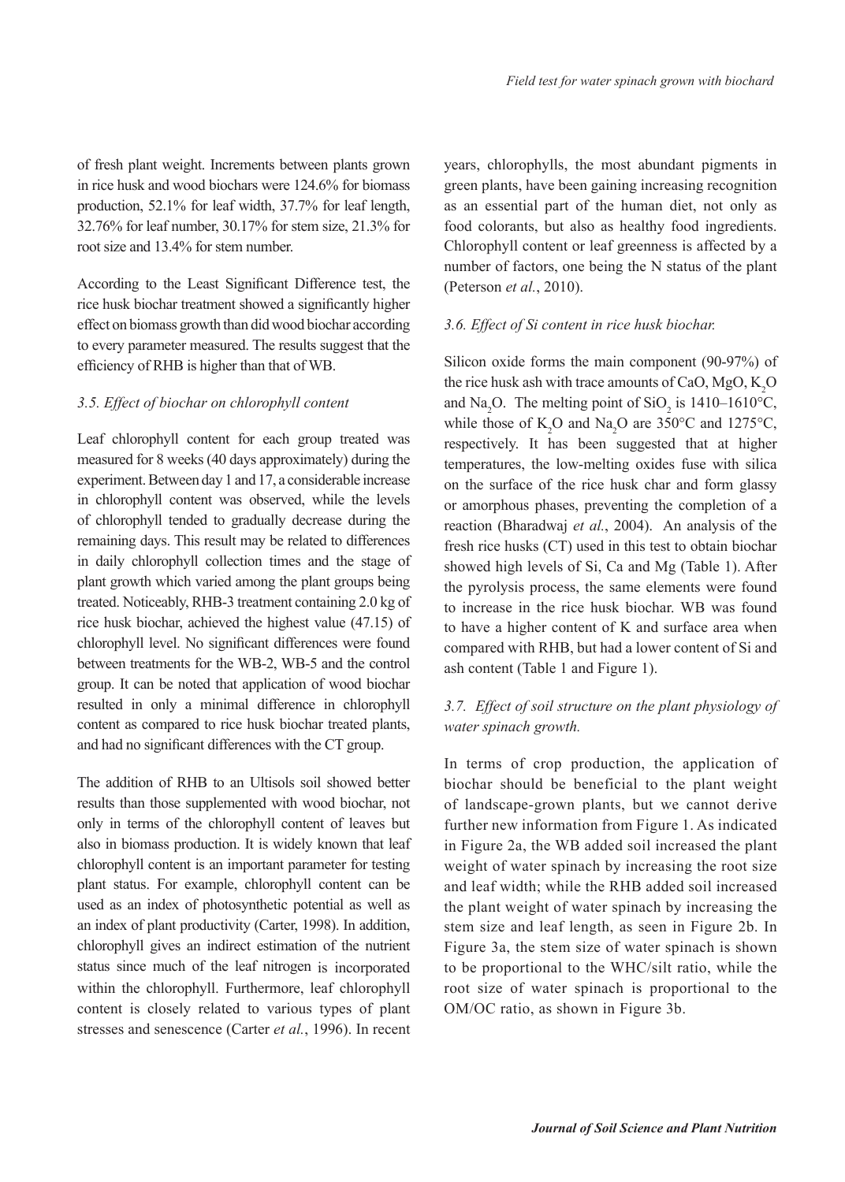of fresh plant weight. Increments between plants grown in rice husk and wood biochars were 124.6% for biomass production, 52.1% for leaf width, 37.7% for leaf length, 32.76% for leaf number, 30.17% for stem size, 21.3% for root size and 13.4% for stem number.

According to the Least Significant Difference test, the rice husk biochar treatment showed a significantly higher effect on biomass growth than did wood biochar according to every parameter measured. The results suggest that the efficiency of RHB is higher than that of WB.

### *3.5. Effect of biochar on chlorophyll content*

Leaf chlorophyll content for each group treated was measured for 8 weeks (40 days approximately) during the experiment. Between day 1 and 17, a considerable increase in chlorophyll content was observed, while the levels of chlorophyll tended to gradually decrease during the remaining days. This result may be related to differences in daily chlorophyll collection times and the stage of plant growth which varied among the plant groups being treated. Noticeably, RHB-3 treatment containing 2.0 kg of rice husk biochar, achieved the highest value (47.15) of chlorophyll level. No significant differences were found between treatments for the WB-2, WB-5 and the control group. It can be noted that application of wood biochar resulted in only a minimal difference in chlorophyll content as compared to rice husk biochar treated plants, and had no significant differences with the CT group.

The addition of RHB to an Ultisols soil showed better results than those supplemented with wood biochar, not only in terms of the chlorophyll content of leaves but also in biomass production. It is widely known that leaf chlorophyll content is an important parameter for testing plant status. For example, chlorophyll content can be used as an index of photosynthetic potential as well as an index of plant productivity (Carter, 1998). In addition, chlorophyll gives an indirect estimation of the nutrient status since much of the leaf nitrogen is incorporated within the chlorophyll. Furthermore, leaf chlorophyll content is closely related to various types of plant stresses and senescence (Carter *et al.*, 1996). In recent years, chlorophylls, the most abundant pigments in green plants, have been gaining increasing recognition as an essential part of the human diet, not only as food colorants, but also as healthy food ingredients. Chlorophyll content or leaf greenness is affected by a number of factors, one being the N status of the plant (Peterson *et al.*, 2010).

### *3.6. Effect of Si content in rice husk biochar.*

Silicon oxide forms the main component (90-97%) of the rice husk ash with trace amounts of CaO, MgO, $K_2O$ and $Na_2O$. The melting point of $SiO_2$ is 1410–1610°C, while those of $K_2O$ and $Na_2O$ are 350°C and 1275°C, respectively. It has been suggested that at higher temperatures, the low-melting oxides fuse with silica on the surface of the rice husk char and form glassy or amorphous phases, preventing the completion of a reaction (Bharadwaj *et al.*, 2004). An analysis of the fresh rice husks (CT) used in this test to obtain biochar showed high levels of Si, Ca and Mg (Table 1). After the pyrolysis process, the same elements were found to increase in the rice husk biochar. WB was found to have a higher content of K and surface area when compared with RHB, but had a lower content of Si and ash content (Table 1 and Figure 1).

### *3.7. Effect of soil structure on the plant physiology of water spinach growth.*

In terms of crop production, the application of biochar should be beneficial to the plant weight of landscape-grown plants, but we cannot derive further new information from Figure 1. As indicated in Figure 2a, the WB added soil increased the plant weight of water spinach by increasing the root size and leaf width; while the RHB added soil increased the plant weight of water spinach by increasing the stem size and leaf length, as seen in Figure 2b. In Figure 3a, the stem size of water spinach is shown to be proportional to the WHC/silt ratio, while the root size of water spinach is proportional to the OM/OC ratio, as shown in Figure 3b.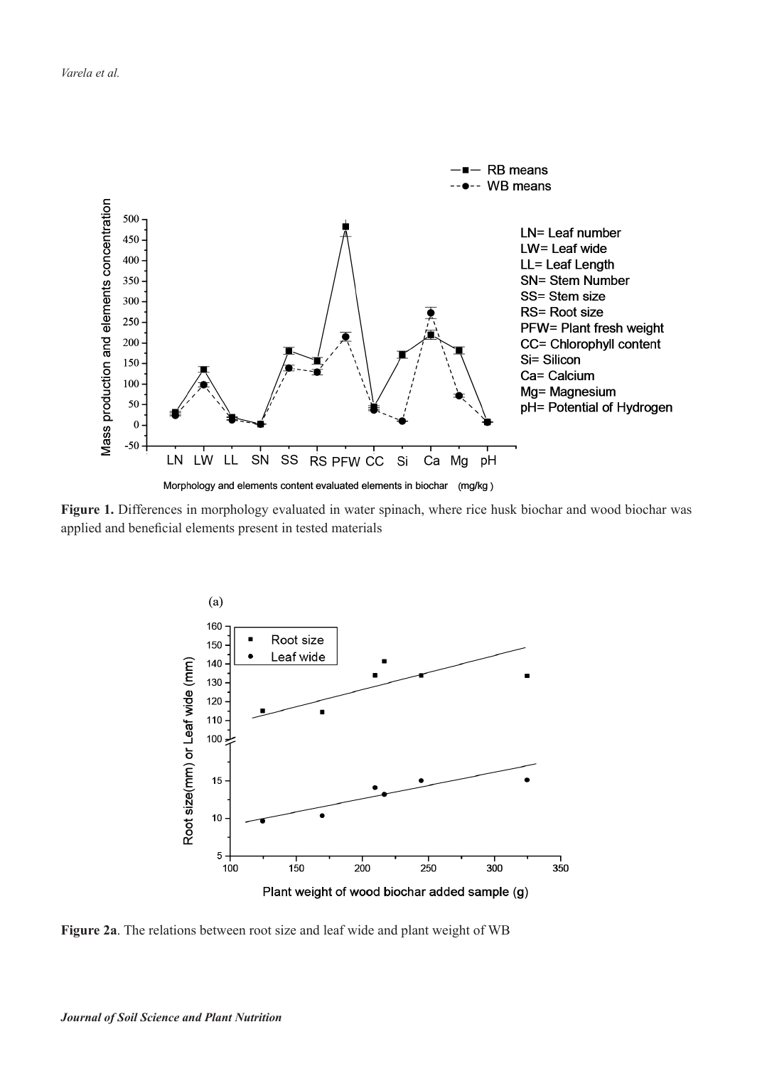**Figure 1.** Differences in morphology evaluated in water spinach, where rice husk biochar and wood biochar was applied and beneficial elements present in tested materials

**Figure 2a**. The relations between root size and leaf wide and plant weight of WB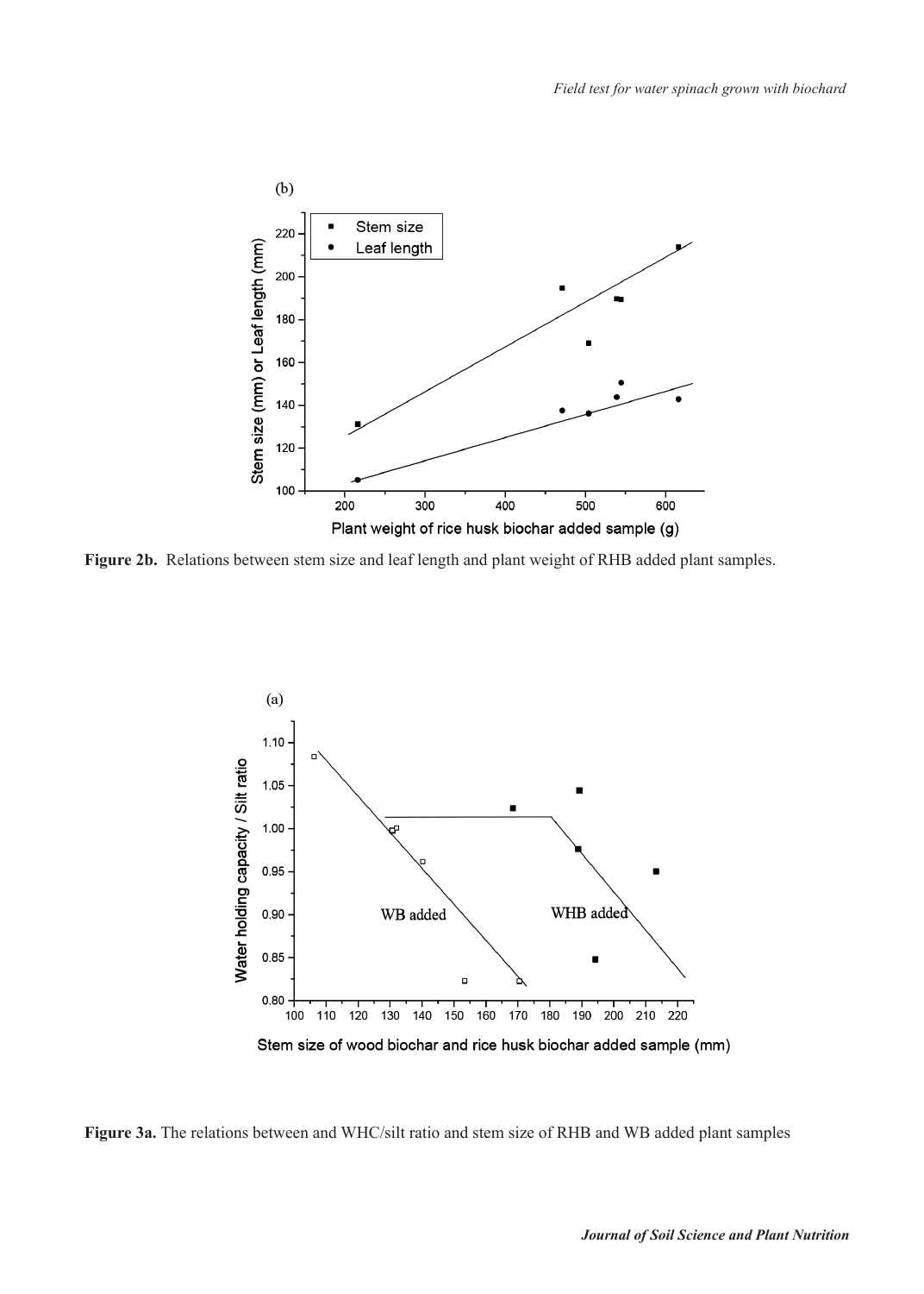**Figure 2b.** Relations between stem size and leaf length and plant weight of RHB added plant samples.

**Figure 3a.** The relations between and WHC/silt ratio and stem size of RHB and WB added plant samples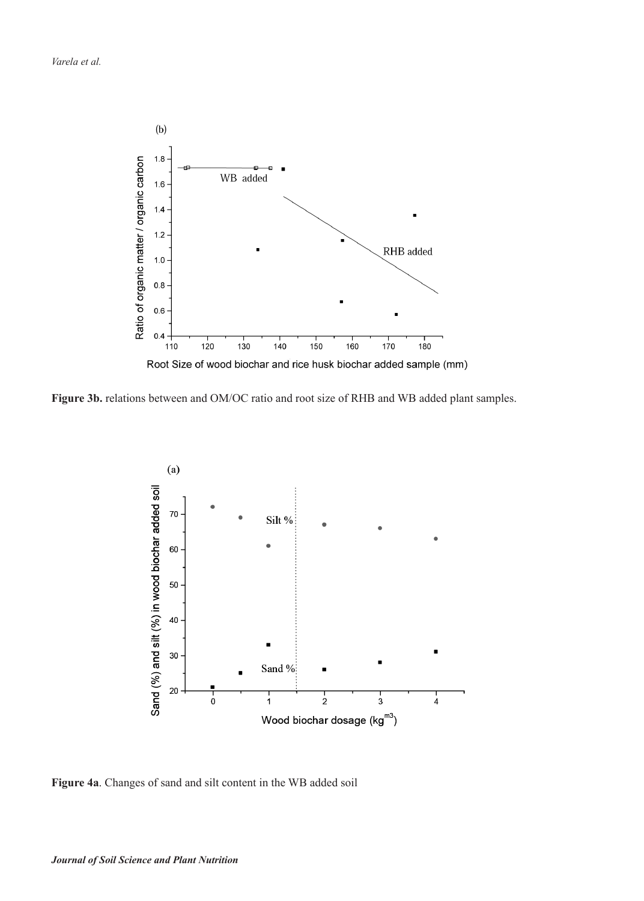**Figure 3b.** relations between and OM/OC ratio and root size of RHB and WB added plant samples.

**Figure 4a**. Changes of sand and silt content in the WB added soil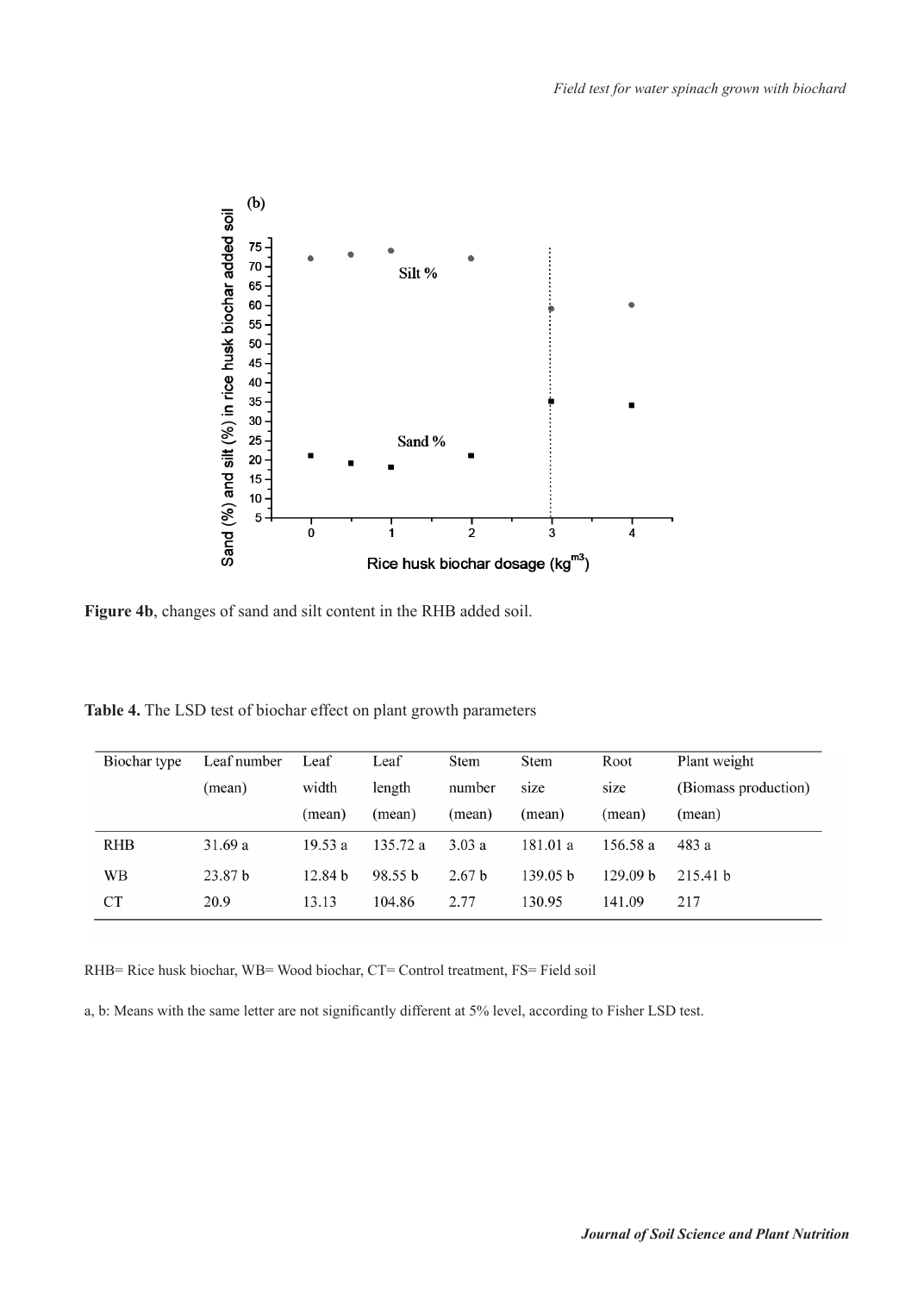Figure 4b, changes of sand and silt content in the RHB added soil.

**Table 4.** The LSD test of biochar effect on plant growth parameters

| Biochar type | Leaf number (mean) | Leaf width (mean) | Leaf length (mean) | Stem number (mean) | Stem size (mean) | Root size (mean) | Plant weight (Biomass production) (mean) |
|---|---|---|---|---|---|---|---|
| RHB | 31.69 a | 19.53 a | 135.72 a | 3.03 a | 181.01 a | 156.58 a | 483 a |
| WB | 23.87 b | 12.84 b | 98.55 b | 2.67 b | 139.05 b | 129.09 b | 215.41 b |
| CT | 20.9 | 13.13 | 104.86 | 2.77 | 130.95 | 141.09 | 217 |

RHB= Rice husk biochar, WB= Wood biochar, CT= Control treatment, FS= Field soil

a, b: Means with the same letter are not significantly different at 5% level, according to Fisher LSD test.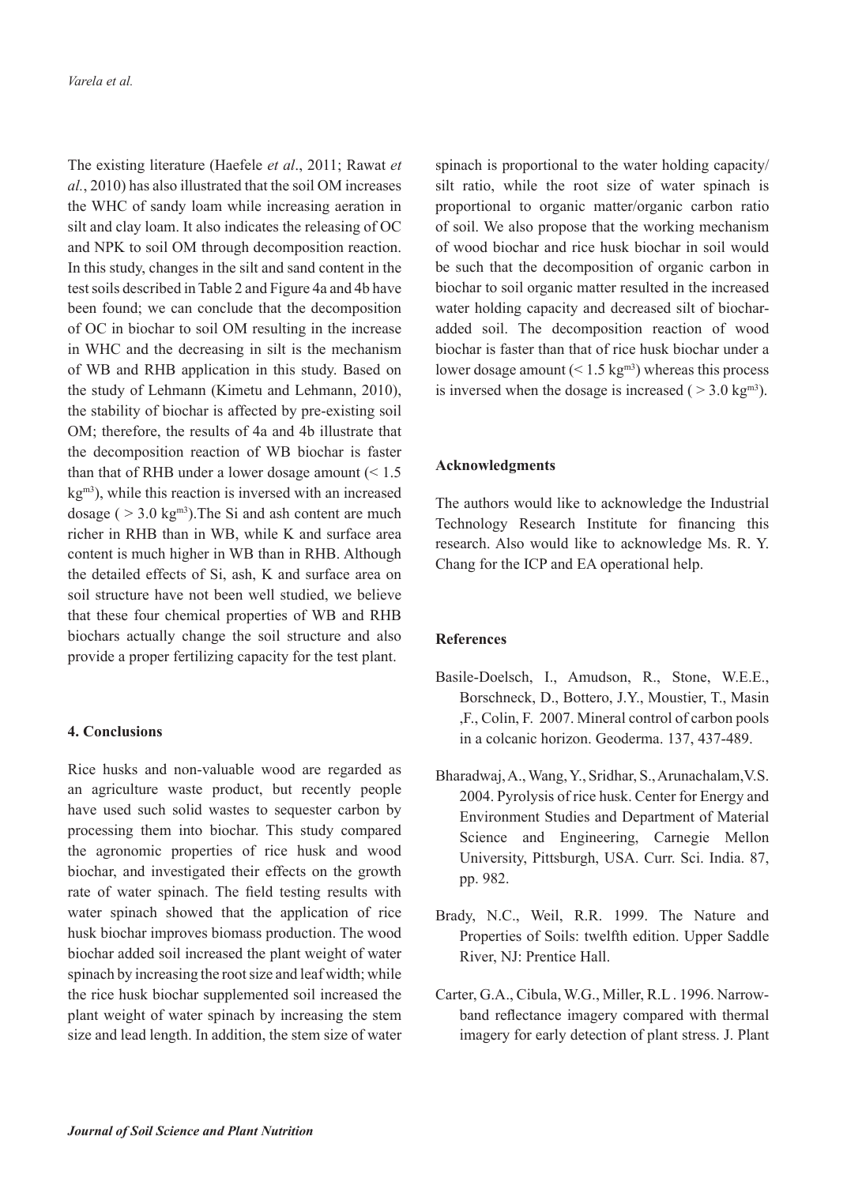The existing literature (Haefele *et al*., 2011; Rawat *et al.*, 2010) has also illustrated that the soil OM increases the WHC of sandy loam while increasing aeration in silt and clay loam. It also indicates the releasing of OC and NPK to soil OM through decomposition reaction. In this study, changes in the silt and sand content in the test soils described in Table 2 and Figure 4a and 4b have been found; we can conclude that the decomposition of OC in biochar to soil OM resulting in the increase in WHC and the decreasing in silt is the mechanism of WB and RHB application in this study. Based on the study of Lehmann (Kimetu and Lehmann, 2010), the stability of biochar is affected by pre-existing soil OM; therefore, the results of 4a and 4b illustrate that the decomposition reaction of WB biochar is faster than that of RHB under a lower dosage amount (< 1.5 $kg^{m3}$), while this reaction is inversed with an increased dosage ( > 3.0 $kg^{m3}$).The Si and ash content are much richer in RHB than in WB, while K and surface area content is much higher in WB than in RHB. Although the detailed effects of Si, ash, K and surface area on soil structure have not been well studied, we believe that these four chemical properties of WB and RHB biochars actually change the soil structure and also provide a proper fertilizing capacity for the test plant.

## 4. Conclusions

Rice husks and non-valuable wood are regarded as an agriculture waste product, but recently people have used such solid wastes to sequester carbon by processing them into biochar. This study compared the agronomic properties of rice husk and wood biochar, and investigated their effects on the growth rate of water spinach. The field testing results with water spinach showed that the application of rice husk biochar improves biomass production. The wood biochar added soil increased the plant weight of water spinach by increasing the root size and leaf width; while the rice husk biochar supplemented soil increased the plant weight of water spinach by increasing the stem size and lead length. In addition, the stem size of water spinach is proportional to the water holding capacity/silt ratio, while the root size of water spinach is proportional to organic matter/organic carbon ratio of soil. We also propose that the working mechanism of wood biochar and rice husk biochar in soil would be such that the decomposition of organic carbon in biochar to soil organic matter resulted in the increased water holding capacity and decreased silt of biochar-added soil. The decomposition reaction of wood biochar is faster than that of rice husk biochar under a lower dosage amount (< 1.5 $kg^{m3}$) whereas this process is inversed when the dosage is increased ( > 3.0 $kg^{m3}$).

## Acknowledgments

The authors would like to acknowledge the Industrial Technology Research Institute for financing this research. Also would like to acknowledge Ms. R. Y. Chang for the ICP and EA operational help.

## References

Basile-Doelsch, I., Amudson, R., Stone, W.E.E., Borschneck, D., Bottero, J.Y., Moustier, T., Masin ,F., Colin, F. 2007. Mineral control of carbon pools in a colcanic horizon. Geoderma. 137, 437-489.

Bharadwaj, A., Wang, Y., Sridhar, S., Arunachalam,V.S. 2004. Pyrolysis of rice husk. Center for Energy and Environment Studies and Department of Material Science and Engineering, Carnegie Mellon University, Pittsburgh, USA. Curr. Sci. India. 87, pp. 982.

Brady, N.C., Weil, R.R. 1999. The Nature and Properties of Soils: twelfth edition. Upper Saddle River, NJ: Prentice Hall.

Carter, G.A., Cibula, W.G., Miller, R.L . 1996. Narrow-band reflectance imagery compared with thermal imagery for early detection of plant stress. J. Plant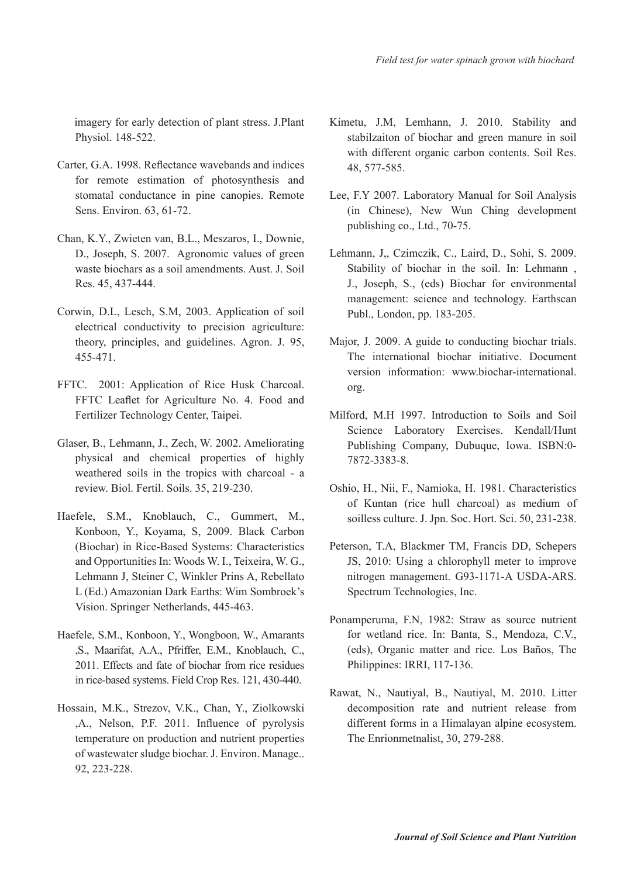imagery for early detection of plant stress. J.Plant Physiol. 148-522.

Carter, G.A. 1998. Reflectance wavebands and indices for remote estimation of photosynthesis and stomatal conductance in pine canopies. Remote Sens. Environ. 63, 61-72.

Chan, K.Y., Zwieten van, B.L., Meszaros, I., Downie, D., Joseph, S. 2007. Agronomic values of green waste biochars as a soil amendments. Aust. J. Soil Res. 45, 437-444.

Corwin, D.L, Lesch, S.M, 2003. Application of soil electrical conductivity to precision agriculture: theory, principles, and guidelines. Agron. J. 95, 455-471.

FFTC. 2001: Application of Rice Husk Charcoal. FFTC Leaflet for Agriculture No. 4. Food and Fertilizer Technology Center, Taipei.

Glaser, B., Lehmann, J., Zech, W. 2002. Ameliorating physical and chemical properties of highly weathered soils in the tropics with charcoal - a review. Biol. Fertil. Soils. 35, 219-230.

Haefele, S.M., Knoblauch, C., Gummert, M., Konboon, Y., Koyama, S, 2009. Black Carbon (Biochar) in Rice-Based Systems: Characteristics and Opportunities In: Woods W. I., Teixeira, W. G., Lehmann J, Steiner C, Winkler Prins A, Rebellato L (Ed.) Amazonian Dark Earths: Wim Sombroek's Vision. Springer Netherlands, 445-463.

Haefele, S.M., Konboon, Y., Wongboon, W., Amarants ,S., Maarifat, A.A., Pfriffer, E.M., Knoblauch, C., 2011. Effects and fate of biochar from rice residues in rice-based systems. Field Crop Res. 121, 430-440.

Hossain, M.K., Strezov, V.K., Chan, Y., Ziolkowski ,A., Nelson, P.F. 2011. Influence of pyrolysis temperature on production and nutrient properties of wastewater sludge biochar. J. Environ. Manage.. 92, 223-228.

Kimetu, J.M, Lemhann, J. 2010. Stability and stabilzaiton of biochar and green manure in soil with different organic carbon contents. Soil Res. 48, 577-585.

Lee, F.Y 2007. Laboratory Manual for Soil Analysis (in Chinese), New Wun Ching development publishing co., Ltd., 70-75.

Lehmann, J,, Czimczik, C., Laird, D., Sohi, S. 2009. Stability of biochar in the soil. In: Lehmann , J., Joseph, S., (eds) Biochar for environmental management: science and technology. Earthscan Publ., London, pp. 183-205.

Major, J. 2009. A guide to conducting biochar trials. The international biochar initiative. Document version information: www.biochar-international.org.

Milford, M.H 1997. Introduction to Soils and Soil Science Laboratory Exercises. Kendall/Hunt Publishing Company, Dubuque, Iowa. ISBN:0-7872-3383-8.

Oshio, H., Nii, F., Namioka, H. 1981. Characteristics of Kuntan (rice hull charcoal) as medium of soilless culture. J. Jpn. Soc. Hort. Sci. 50, 231-238.

Peterson, T.A, Blackmer TM, Francis DD, Schepers JS, 2010: Using a chlorophyll meter to improve nitrogen management. G93-1171-A USDA-ARS. Spectrum Technologies, Inc.

Ponamperuma, F.N, 1982: Straw as source nutrient for wetland rice. In: Banta, S., Mendoza, C.V., (eds), Organic matter and rice. Los Baños, The Philippines: IRRI, 117-136.

Rawat, N., Nautiyal, B., Nautiyal, M. 2010. Litter decomposition rate and nutrient release from different forms in a Himalayan alpine ecosystem. The Enrionmetnalist, 30, 279-288.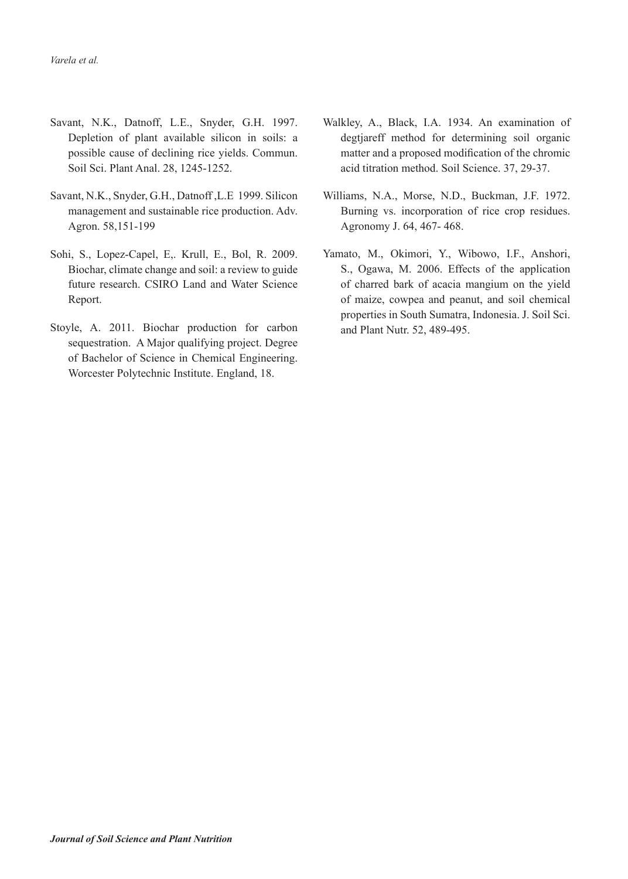Savant, N.K., Datnoff, L.E., Snyder, G.H. 1997. Depletion of plant available silicon in soils: a possible cause of declining rice yields. Commun. Soil Sci. Plant Anal. 28, 1245-1252.

Savant, N.K., Snyder, G.H., Datnoff ,L.E 1999. Silicon management and sustainable rice production. Adv. Agron. 58,151-199

Sohi, S., Lopez-Capel, E,. Krull, E., Bol, R. 2009. Biochar, climate change and soil: a review to guide future research. CSIRO Land and Water Science Report.

Stoyle, A. 2011. Biochar production for carbon sequestration. A Major qualifying project. Degree of Bachelor of Science in Chemical Engineering. Worcester Polytechnic Institute. England, 18.

Walkley, A., Black, I.A. 1934. An examination of degtjareff method for determining soil organic matter and a proposed modification of the chromic acid titration method. Soil Science. 37, 29-37.

Williams, N.A., Morse, N.D., Buckman, J.F. 1972. Burning vs. incorporation of rice crop residues. Agronomy J. 64, 467- 468.

Yamato, M., Okimori, Y., Wibowo, I.F., Anshori, S., Ogawa, M. 2006. Effects of the application of charred bark of acacia mangium on the yield of maize, cowpea and peanut, and soil chemical properties in South Sumatra, Indonesia. J. Soil Sci. and Plant Nutr. 52, 489-495.